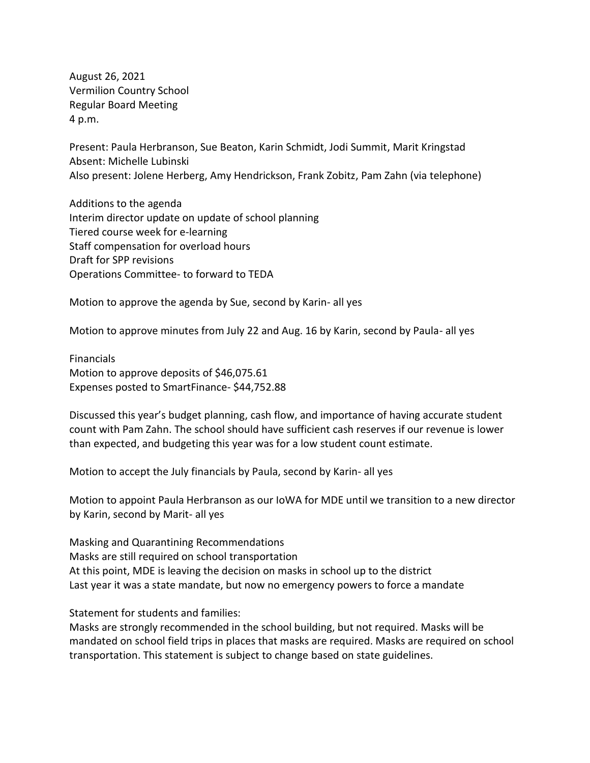August 26, 2021
Vermilion Country School
Regular Board Meeting
4 p.m.

Present: Paula Herbranson, Sue Beaton, Karin Schmidt, Jodi Summit, Marit Kringstad
Absent: Michelle Lubinski
Also present: Jolene Herberg, Amy Hendrickson, Frank Zobitz, Pam Zahn (via telephone)

Additions to the agenda
Interim director update on update of school planning
Tiered course week for e-learning
Staff compensation for overload hours
Draft for SPP revisions
Operations Committee- to forward to TEDA

Motion to approve the agenda by Sue, second by Karin- all yes

Motion to approve minutes from July 22 and Aug. 16 by Karin, second by Paula- all yes

Financials
Motion to approve deposits of $46,075.61
Expenses posted to SmartFinance- $44,752.88

Discussed this year's budget planning, cash flow, and importance of having accurate student count with Pam Zahn. The school should have sufficient cash reserves if our revenue is lower than expected, and budgeting this year was for a low student count estimate.

Motion to accept the July financials by Paula, second by Karin- all yes

Motion to appoint Paula Herbranson as our IoWA for MDE until we transition to a new director by Karin, second by Marit- all yes

Masking and Quarantining Recommendations
Masks are still required on school transportation
At this point, MDE is leaving the decision on masks in school up to the district
Last year it was a state mandate, but now no emergency powers to force a mandate

Statement for students and families:
Masks are strongly recommended in the school building, but not required. Masks will be mandated on school field trips in places that masks are required. Masks are required on school transportation. This statement is subject to change based on state guidelines.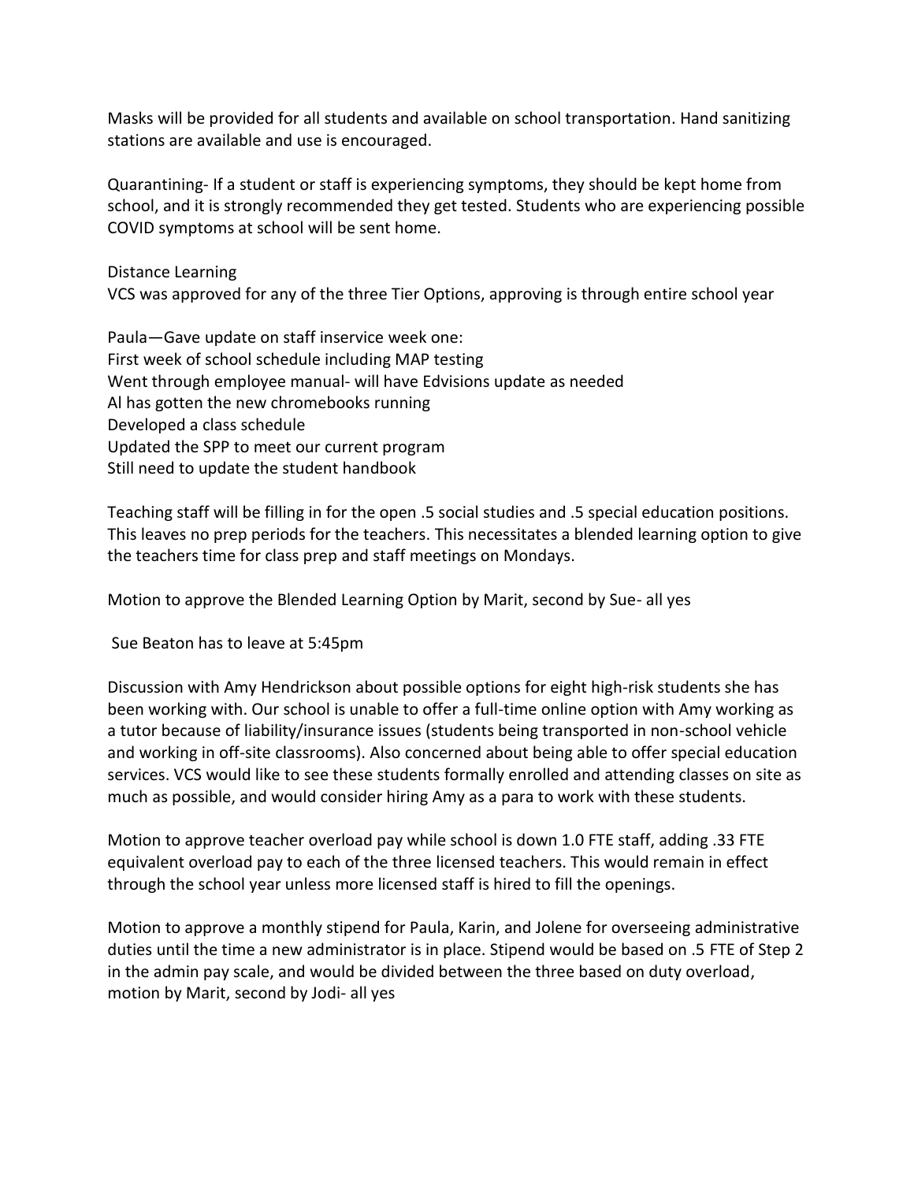Masks will be provided for all students and available on school transportation. Hand sanitizing stations are available and use is encouraged.

Quarantining- If a student or staff is experiencing symptoms, they should be kept home from school, and it is strongly recommended they get tested. Students who are experiencing possible COVID symptoms at school will be sent home.

Distance Learning
VCS was approved for any of the three Tier Options, approving is through entire school year

Paula—Gave update on staff inservice week one:
First week of school schedule including MAP testing
Went through employee manual- will have Edvisions update as needed
Al has gotten the new chromebooks running
Developed a class schedule
Updated the SPP to meet our current program
Still need to update the student handbook

Teaching staff will be filling in for the open .5 social studies and .5 special education positions. This leaves no prep periods for the teachers. This necessitates a blended learning option to give the teachers time for class prep and staff meetings on Mondays.

Motion to approve the Blended Learning Option by Marit, second by Sue- all yes

Sue Beaton has to leave at 5:45pm

Discussion with Amy Hendrickson about possible options for eight high-risk students she has been working with. Our school is unable to offer a full-time online option with Amy working as a tutor because of liability/insurance issues (students being transported in non-school vehicle and working in off-site classrooms). Also concerned about being able to offer special education services. VCS would like to see these students formally enrolled and attending classes on site as much as possible, and would consider hiring Amy as a para to work with these students.

Motion to approve teacher overload pay while school is down 1.0 FTE staff, adding .33 FTE equivalent overload pay to each of the three licensed teachers. This would remain in effect through the school year unless more licensed staff is hired to fill the openings.

Motion to approve a monthly stipend for Paula, Karin, and Jolene for overseeing administrative duties until the time a new administrator is in place. Stipend would be based on .5 FTE of Step 2 in the admin pay scale, and would be divided between the three based on duty overload, motion by Marit, second by Jodi- all yes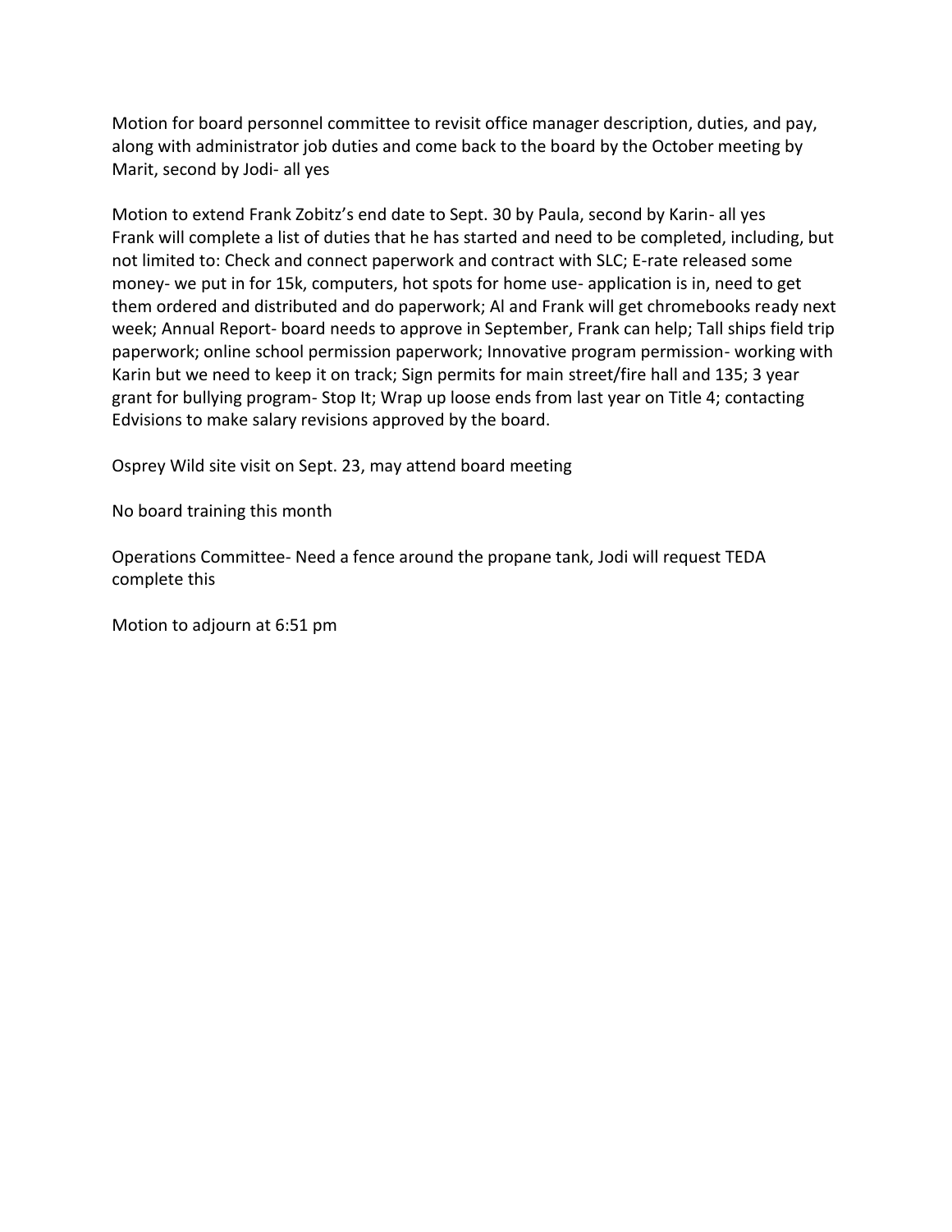Motion for board personnel committee to revisit office manager description, duties, and pay, along with administrator job duties and come back to the board by the October meeting by Marit, second by Jodi- all yes

Motion to extend Frank Zobitz's end date to Sept. 30 by Paula, second by Karin- all yes
Frank will complete a list of duties that he has started and need to be completed, including, but not limited to: Check and connect paperwork and contract with SLC; E-rate released some money- we put in for 15k, computers, hot spots for home use- application is in, need to get them ordered and distributed and do paperwork; Al and Frank will get chromebooks ready next week; Annual Report- board needs to approve in September, Frank can help; Tall ships field trip paperwork; online school permission paperwork; Innovative program permission- working with Karin but we need to keep it on track; Sign permits for main street/fire hall and 135; 3 year grant for bullying program- Stop It; Wrap up loose ends from last year on Title 4; contacting Edvisions to make salary revisions approved by the board.

Osprey Wild site visit on Sept. 23, may attend board meeting

No board training this month

Operations Committee- Need a fence around the propane tank, Jodi will request TEDA complete this

Motion to adjourn at 6:51 pm